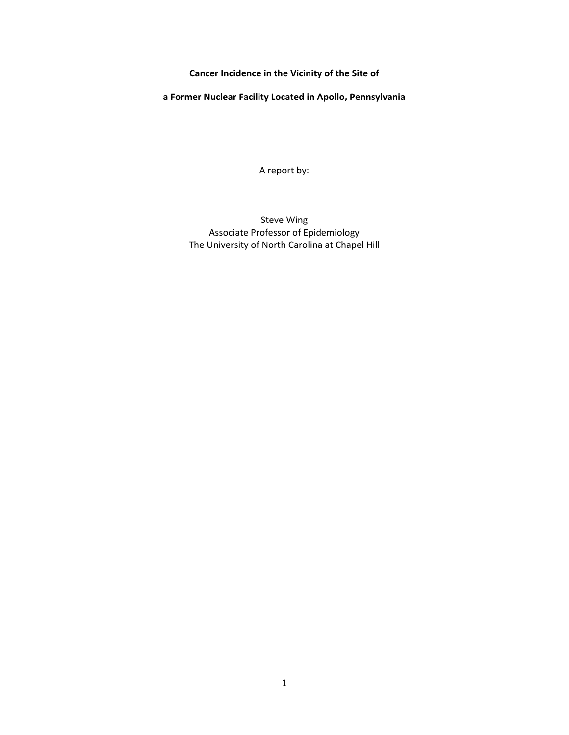# Cancer Incidence in the Vicinity of the Site of a Former Nuclear Facility Located in Apollo, Pennsylvania

A report by:

Steve Wing
Associate Professor of Epidemiology
The University of North Carolina at Chapel Hill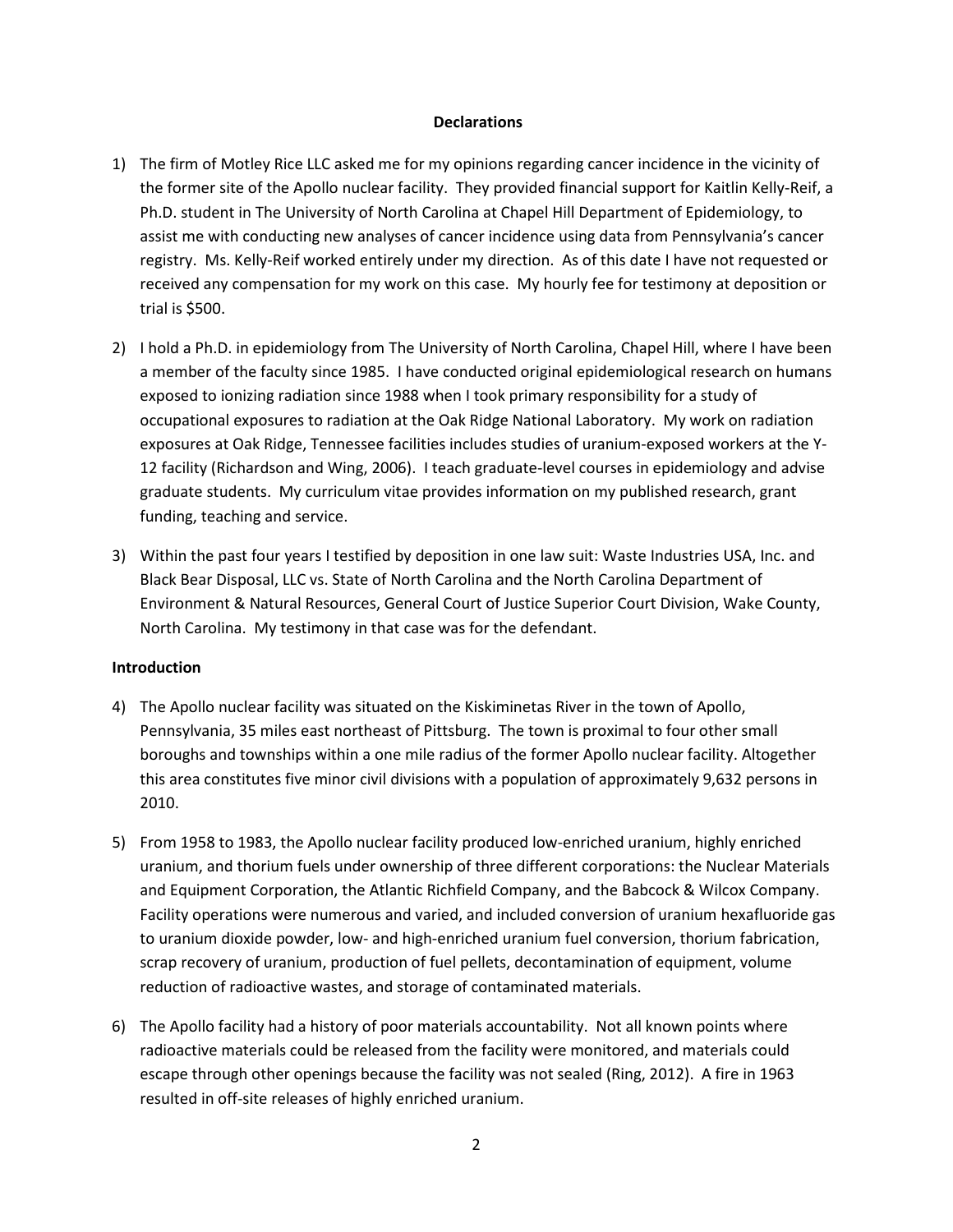**Declarations**

1) The firm of Motley Rice LLC asked me for my opinions regarding cancer incidence in the vicinity of the former site of the Apollo nuclear facility. They provided financial support for Kaitlin Kelly-Reif, a Ph.D. student in The University of North Carolina at Chapel Hill Department of Epidemiology, to assist me with conducting new analyses of cancer incidence using data from Pennsylvania's cancer registry. Ms. Kelly-Reif worked entirely under my direction. As of this date I have not requested or received any compensation for my work on this case. My hourly fee for testimony at deposition or trial is $500.

2) I hold a Ph.D. in epidemiology from The University of North Carolina, Chapel Hill, where I have been a member of the faculty since 1985. I have conducted original epidemiological research on humans exposed to ionizing radiation since 1988 when I took primary responsibility for a study of occupational exposures to radiation at the Oak Ridge National Laboratory. My work on radiation exposures at Oak Ridge, Tennessee facilities includes studies of uranium-exposed workers at the Y-12 facility (Richardson and Wing, 2006). I teach graduate-level courses in epidemiology and advise graduate students. My curriculum vitae provides information on my published research, grant funding, teaching and service.

3) Within the past four years I testified by deposition in one law suit: Waste Industries USA, Inc. and Black Bear Disposal, LLC vs. State of North Carolina and the North Carolina Department of Environment & Natural Resources, General Court of Justice Superior Court Division, Wake County, North Carolina. My testimony in that case was for the defendant.

**Introduction**

4) The Apollo nuclear facility was situated on the Kiskiminetas River in the town of Apollo, Pennsylvania, 35 miles east northeast of Pittsburg. The town is proximal to four other small boroughs and townships within a one mile radius of the former Apollo nuclear facility. Altogether this area constitutes five minor civil divisions with a population of approximately 9,632 persons in 2010.

5) From 1958 to 1983, the Apollo nuclear facility produced low-enriched uranium, highly enriched uranium, and thorium fuels under ownership of three different corporations: the Nuclear Materials and Equipment Corporation, the Atlantic Richfield Company, and the Babcock & Wilcox Company. Facility operations were numerous and varied, and included conversion of uranium hexafluoride gas to uranium dioxide powder, low- and high-enriched uranium fuel conversion, thorium fabrication, scrap recovery of uranium, production of fuel pellets, decontamination of equipment, volume reduction of radioactive wastes, and storage of contaminated materials.

6) The Apollo facility had a history of poor materials accountability. Not all known points where radioactive materials could be released from the facility were monitored, and materials could escape through other openings because the facility was not sealed (Ring, 2012). A fire in 1963 resulted in off-site releases of highly enriched uranium.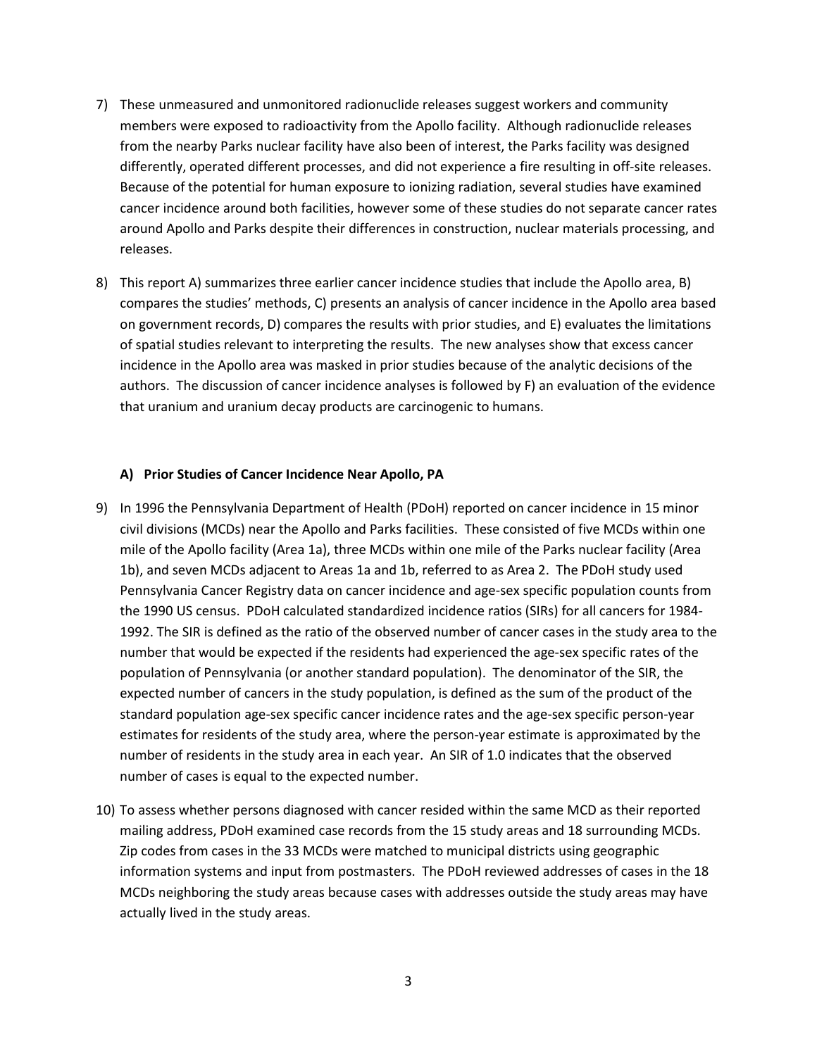7) These unmeasured and unmonitored radionuclide releases suggest workers and community members were exposed to radioactivity from the Apollo facility. Although radionuclide releases from the nearby Parks nuclear facility have also been of interest, the Parks facility was designed differently, operated different processes, and did not experience a fire resulting in off-site releases. Because of the potential for human exposure to ionizing radiation, several studies have examined cancer incidence around both facilities, however some of these studies do not separate cancer rates around Apollo and Parks despite their differences in construction, nuclear materials processing, and releases.

8) This report A) summarizes three earlier cancer incidence studies that include the Apollo area, B) compares the studies' methods, C) presents an analysis of cancer incidence in the Apollo area based on government records, D) compares the results with prior studies, and E) evaluates the limitations of spatial studies relevant to interpreting the results. The new analyses show that excess cancer incidence in the Apollo area was masked in prior studies because of the analytic decisions of the authors. The discussion of cancer incidence analyses is followed by F) an evaluation of the evidence that uranium and uranium decay products are carcinogenic to humans.

### A) Prior Studies of Cancer Incidence Near Apollo, PA

9) In 1996 the Pennsylvania Department of Health (PDoH) reported on cancer incidence in 15 minor civil divisions (MCDs) near the Apollo and Parks facilities. These consisted of five MCDs within one mile of the Apollo facility (Area 1a), three MCDs within one mile of the Parks nuclear facility (Area 1b), and seven MCDs adjacent to Areas 1a and 1b, referred to as Area 2. The PDoH study used Pennsylvania Cancer Registry data on cancer incidence and age-sex specific population counts from the 1990 US census. PDoH calculated standardized incidence ratios (SIRs) for all cancers for 1984-1992. The SIR is defined as the ratio of the observed number of cancer cases in the study area to the number that would be expected if the residents had experienced the age-sex specific rates of the population of Pennsylvania (or another standard population). The denominator of the SIR, the expected number of cancers in the study population, is defined as the sum of the product of the standard population age-sex specific cancer incidence rates and the age-sex specific person-year estimates for residents of the study area, where the person-year estimate is approximated by the number of residents in the study area in each year. An SIR of 1.0 indicates that the observed number of cases is equal to the expected number.

10) To assess whether persons diagnosed with cancer resided within the same MCD as their reported mailing address, PDoH examined case records from the 15 study areas and 18 surrounding MCDs. Zip codes from cases in the 33 MCDs were matched to municipal districts using geographic information systems and input from postmasters. The PDoH reviewed addresses of cases in the 18 MCDs neighboring the study areas because cases with addresses outside the study areas may have actually lived in the study areas.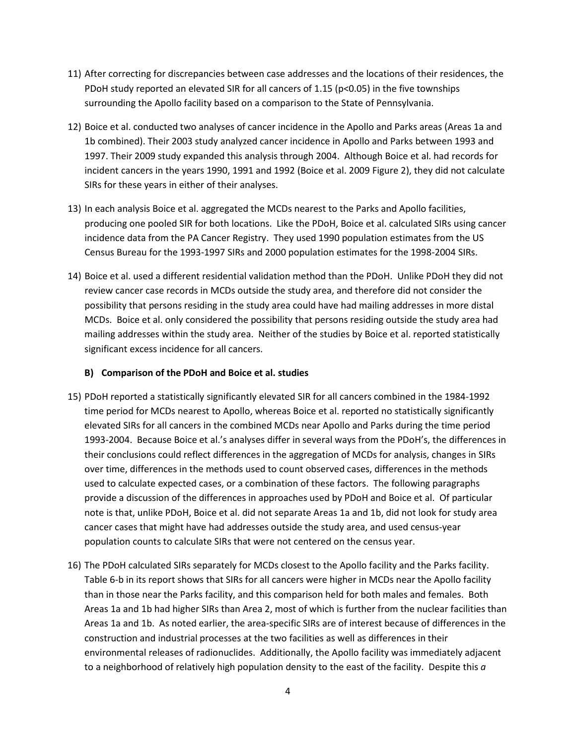11) After correcting for discrepancies between case addresses and the locations of their residences, the PDoH study reported an elevated SIR for all cancers of 1.15 ($p<0.05$) in the five townships surrounding the Apollo facility based on a comparison to the State of Pennsylvania.

12) Boice et al. conducted two analyses of cancer incidence in the Apollo and Parks areas (Areas 1a and 1b combined). Their 2003 study analyzed cancer incidence in Apollo and Parks between 1993 and 1997. Their 2009 study expanded this analysis through 2004. Although Boice et al. had records for incident cancers in the years 1990, 1991 and 1992 (Boice et al. 2009 Figure 2), they did not calculate SIRs for these years in either of their analyses.

13) In each analysis Boice et al. aggregated the MCDs nearest to the Parks and Apollo facilities, producing one pooled SIR for both locations. Like the PDoH, Boice et al. calculated SIRs using cancer incidence data from the PA Cancer Registry. They used 1990 population estimates from the US Census Bureau for the 1993-1997 SIRs and 2000 population estimates for the 1998-2004 SIRs.

14) Boice et al. used a different residential validation method than the PDoH. Unlike PDoH they did not review cancer case records in MCDs outside the study area, and therefore did not consider the possibility that persons residing in the study area could have had mailing addresses in more distal MCDs. Boice et al. only considered the possibility that persons residing outside the study area had mailing addresses within the study area. Neither of the studies by Boice et al. reported statistically significant excess incidence for all cancers.

### B) Comparison of the PDoH and Boice et al. studies

15) PDoH reported a statistically significantly elevated SIR for all cancers combined in the 1984-1992 time period for MCDs nearest to Apollo, whereas Boice et al. reported no statistically significantly elevated SIRs for all cancers in the combined MCDs near Apollo and Parks during the time period 1993-2004. Because Boice et al.'s analyses differ in several ways from the PDoH's, the differences in their conclusions could reflect differences in the aggregation of MCDs for analysis, changes in SIRs over time, differences in the methods used to count observed cases, differences in the methods used to calculate expected cases, or a combination of these factors. The following paragraphs provide a discussion of the differences in approaches used by PDoH and Boice et al. Of particular note is that, unlike PDoH, Boice et al. did not separate Areas 1a and 1b, did not look for study area cancer cases that might have had addresses outside the study area, and used census-year population counts to calculate SIRs that were not centered on the census year.

16) The PDoH calculated SIRs separately for MCDs closest to the Apollo facility and the Parks facility. Table 6-b in its report shows that SIRs for all cancers were higher in MCDs near the Apollo facility than in those near the Parks facility, and this comparison held for both males and females. Both Areas 1a and 1b had higher SIRs than Area 2, most of which is further from the nuclear facilities than Areas 1a and 1b. As noted earlier, the area-specific SIRs are of interest because of differences in the construction and industrial processes at the two facilities as well as differences in their environmental releases of radionuclides. Additionally, the Apollo facility was immediately adjacent to a neighborhood of relatively high population density to the east of the facility. Despite this *a*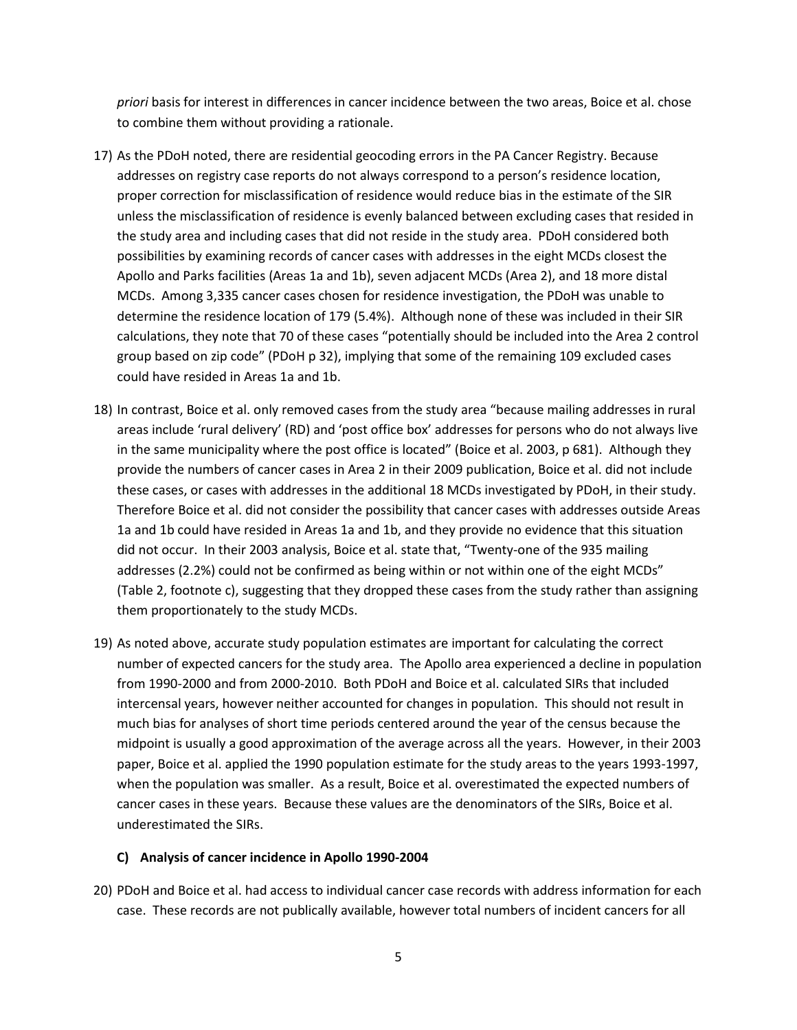*priori* basis for interest in differences in cancer incidence between the two areas, Boice et al. chose to combine them without providing a rationale.

17) As the PDoH noted, there are residential geocoding errors in the PA Cancer Registry. Because addresses on registry case reports do not always correspond to a person's residence location, proper correction for misclassification of residence would reduce bias in the estimate of the SIR unless the misclassification of residence is evenly balanced between excluding cases that resided in the study area and including cases that did not reside in the study area. PDoH considered both possibilities by examining records of cancer cases with addresses in the eight MCDs closest the Apollo and Parks facilities (Areas 1a and 1b), seven adjacent MCDs (Area 2), and 18 more distal MCDs. Among 3,335 cancer cases chosen for residence investigation, the PDoH was unable to determine the residence location of 179 (5.4%). Although none of these was included in their SIR calculations, they note that 70 of these cases "potentially should be included into the Area 2 control group based on zip code" (PDoH p 32), implying that some of the remaining 109 excluded cases could have resided in Areas 1a and 1b.

18) In contrast, Boice et al. only removed cases from the study area "because mailing addresses in rural areas include 'rural delivery' (RD) and 'post office box' addresses for persons who do not always live in the same municipality where the post office is located" (Boice et al. 2003, p 681). Although they provide the numbers of cancer cases in Area 2 in their 2009 publication, Boice et al. did not include these cases, or cases with addresses in the additional 18 MCDs investigated by PDoH, in their study. Therefore Boice et al. did not consider the possibility that cancer cases with addresses outside Areas 1a and 1b could have resided in Areas 1a and 1b, and they provide no evidence that this situation did not occur. In their 2003 analysis, Boice et al. state that, "Twenty-one of the 935 mailing addresses (2.2%) could not be confirmed as being within or not within one of the eight MCDs" (Table 2, footnote c), suggesting that they dropped these cases from the study rather than assigning them proportionately to the study MCDs.

19) As noted above, accurate study population estimates are important for calculating the correct number of expected cancers for the study area. The Apollo area experienced a decline in population from 1990-2000 and from 2000-2010. Both PDoH and Boice et al. calculated SIRs that included intercensal years, however neither accounted for changes in population. This should not result in much bias for analyses of short time periods centered around the year of the census because the midpoint is usually a good approximation of the average across all the years. However, in their 2003 paper, Boice et al. applied the 1990 population estimate for the study areas to the years 1993-1997, when the population was smaller. As a result, Boice et al. overestimated the expected numbers of cancer cases in these years. Because these values are the denominators of the SIRs, Boice et al. underestimated the SIRs.

### C) Analysis of cancer incidence in Apollo 1990-2004

20) PDoH and Boice et al. had access to individual cancer case records with address information for each case. These records are not publically available, however total numbers of incident cancers for all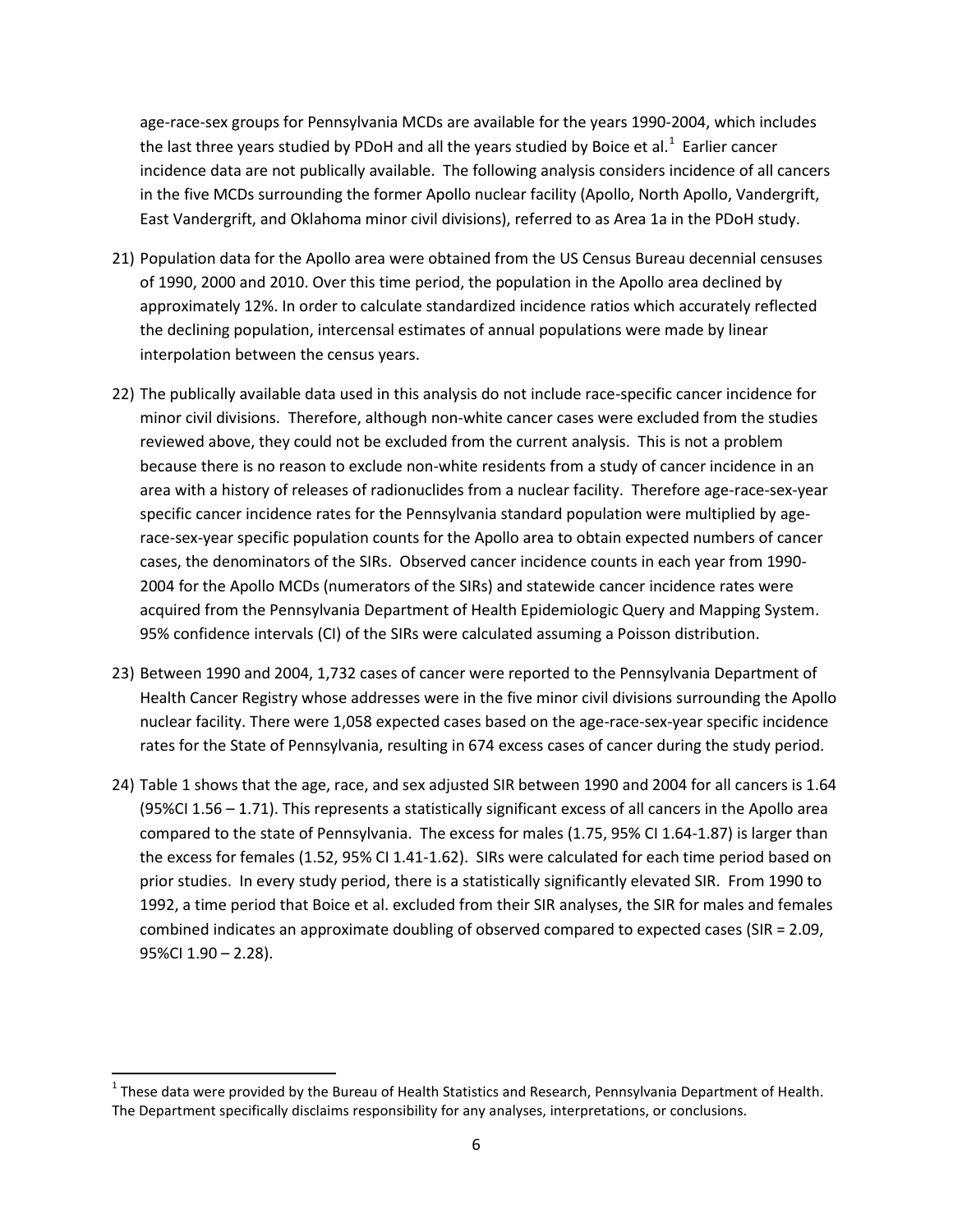age-race-sex groups for Pennsylvania MCDs are available for the years 1990-2004, which includes the last three years studied by PDoH and all the years studied by Boice et al.[1] Earlier cancer incidence data are not publically available. The following analysis considers incidence of all cancers in the five MCDs surrounding the former Apollo nuclear facility (Apollo, North Apollo, Vandergrift, East Vandergrift, and Oklahoma minor civil divisions), referred to as Area 1a in the PDoH study.

21) Population data for the Apollo area were obtained from the US Census Bureau decennial censuses of 1990, 2000 and 2010. Over this time period, the population in the Apollo area declined by approximately 12%. In order to calculate standardized incidence ratios which accurately reflected the declining population, intercensal estimates of annual populations were made by linear interpolation between the census years.

22) The publically available data used in this analysis do not include race-specific cancer incidence for minor civil divisions. Therefore, although non-white cancer cases were excluded from the studies reviewed above, they could not be excluded from the current analysis. This is not a problem because there is no reason to exclude non-white residents from a study of cancer incidence in an area with a history of releases of radionuclides from a nuclear facility. Therefore age-race-sex-year specific cancer incidence rates for the Pennsylvania standard population were multiplied by age-race-sex-year specific population counts for the Apollo area to obtain expected numbers of cancer cases, the denominators of the SIRs. Observed cancer incidence counts in each year from 1990-2004 for the Apollo MCDs (numerators of the SIRs) and statewide cancer incidence rates were acquired from the Pennsylvania Department of Health Epidemiologic Query and Mapping System. 95% confidence intervals (CI) of the SIRs were calculated assuming a Poisson distribution.

23) Between 1990 and 2004, 1,732 cases of cancer were reported to the Pennsylvania Department of Health Cancer Registry whose addresses were in the five minor civil divisions surrounding the Apollo nuclear facility. There were 1,058 expected cases based on the age-race-sex-year specific incidence rates for the State of Pennsylvania, resulting in 674 excess cases of cancer during the study period.

24) Table 1 shows that the age, race, and sex adjusted SIR between 1990 and 2004 for all cancers is 1.64 (95%CI 1.56 – 1.71). This represents a statistically significant excess of all cancers in the Apollo area compared to the state of Pennsylvania. The excess for males (1.75, 95% CI 1.64-1.87) is larger than the excess for females (1.52, 95% CI 1.41-1.62). SIRs were calculated for each time period based on prior studies. In every study period, there is a statistically significantly elevated SIR. From 1990 to 1992, a time period that Boice et al. excluded from their SIR analyses, the SIR for males and females combined indicates an approximate doubling of observed compared to expected cases (SIR = 2.09, 95%CI 1.90 – 2.28).

[1] These data were provided by the Bureau of Health Statistics and Research, Pennsylvania Department of Health. The Department specifically disclaims responsibility for any analyses, interpretations, or conclusions.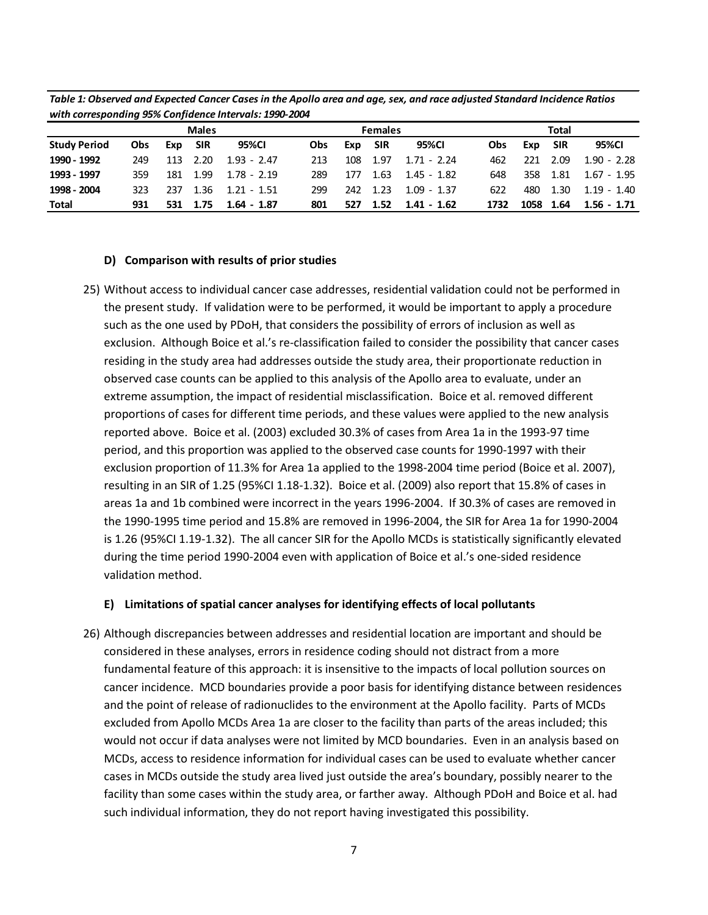*Table 1: Observed and Expected Cancer Cases in the Apollo area and age, sex, and race adjusted Standard Incidence Ratios with corresponding 95% Confidence Intervals: 1990-2004*

| | Males | | | | Females | | | | Total | | | |
|---|---|---|---|---|---|---|---|---|---|---|---|---|
| **Study Period** | **Obs** | **Exp** | **SIR** | **95%CI** | **Obs** | **Exp** | **SIR** | **95%CI** | **Obs** | **Exp** | **SIR** | **95%CI** |
| **1990 - 1992** | 249 | 113 | 2.20 | 1.93 - 2.47 | 213 | 108 | 1.97 | 1.71 - 2.24 | 462 | 221 | 2.09 | 1.90 - 2.28 |
| **1993 - 1997** | 359 | 181 | 1.99 | 1.78 - 2.19 | 289 | 177 | 1.63 | 1.45 - 1.82 | 648 | 358 | 1.81 | 1.67 - 1.95 |
| **1998 - 2004** | 323 | 237 | 1.36 | 1.21 - 1.51 | 299 | 242 | 1.23 | 1.09 - 1.37 | 622 | 480 | 1.30 | 1.19 - 1.40 |
| **Total** | **931** | **531** | **1.75** | **1.64 - 1.87** | **801** | **527** | **1.52** | **1.41 - 1.62** | **1732** | **1058** | **1.64** | **1.56 - 1.71** |

### D) Comparison with results of prior studies

25) Without access to individual cancer case addresses, residential validation could not be performed in the present study. If validation were to be performed, it would be important to apply a procedure such as the one used by PDoH, that considers the possibility of errors of inclusion as well as exclusion. Although Boice et al.'s re-classification failed to consider the possibility that cancer cases residing in the study area had addresses outside the study area, their proportionate reduction in observed case counts can be applied to this analysis of the Apollo area to evaluate, under an extreme assumption, the impact of residential misclassification. Boice et al. removed different proportions of cases for different time periods, and these values were applied to the new analysis reported above. Boice et al. (2003) excluded 30.3% of cases from Area 1a in the 1993-97 time period, and this proportion was applied to the observed case counts for 1990-1997 with their exclusion proportion of 11.3% for Area 1a applied to the 1998-2004 time period (Boice et al. 2007), resulting in an SIR of 1.25 (95%CI 1.18-1.32). Boice et al. (2009) also report that 15.8% of cases in areas 1a and 1b combined were incorrect in the years 1996-2004. If 30.3% of cases are removed in the 1990-1995 time period and 15.8% are removed in 1996-2004, the SIR for Area 1a for 1990-2004 is 1.26 (95%CI 1.19-1.32). The all cancer SIR for the Apollo MCDs is statistically significantly elevated during the time period 1990-2004 even with application of Boice et al.'s one-sided residence validation method.

### E) Limitations of spatial cancer analyses for identifying effects of local pollutants

26) Although discrepancies between addresses and residential location are important and should be considered in these analyses, errors in residence coding should not distract from a more fundamental feature of this approach: it is insensitive to the impacts of local pollution sources on cancer incidence. MCD boundaries provide a poor basis for identifying distance between residences and the point of release of radionuclides to the environment at the Apollo facility. Parts of MCDs excluded from Apollo MCDs Area 1a are closer to the facility than parts of the areas included; this would not occur if data analyses were not limited by MCD boundaries. Even in an analysis based on MCDs, access to residence information for individual cases can be used to evaluate whether cancer cases in MCDs outside the study area lived just outside the area's boundary, possibly nearer to the facility than some cases within the study area, or farther away. Although PDoH and Boice et al. had such individual information, they do not report having investigated this possibility.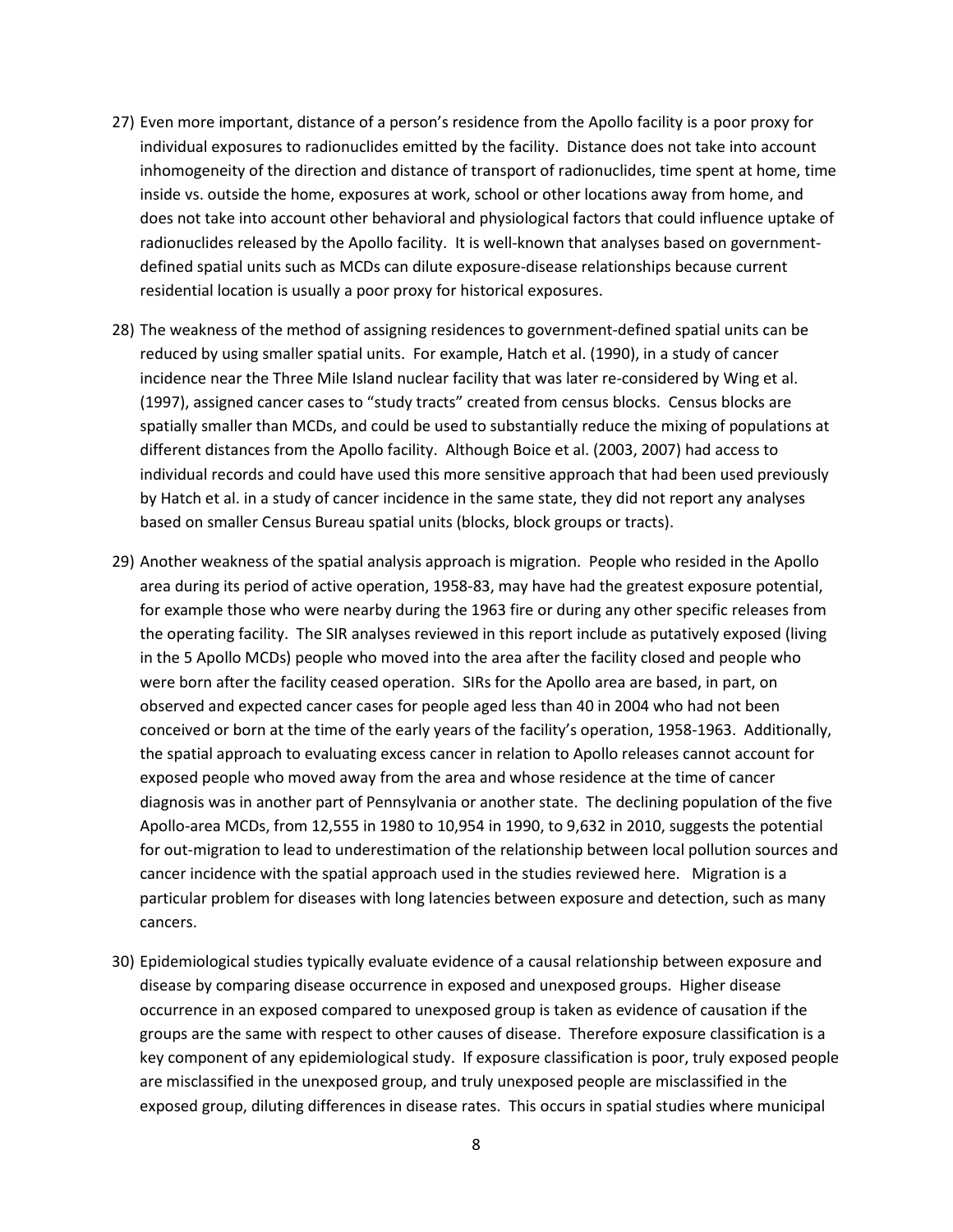27) Even more important, distance of a person's residence from the Apollo facility is a poor proxy for individual exposures to radionuclides emitted by the facility. Distance does not take into account inhomogeneity of the direction and distance of transport of radionuclides, time spent at home, time inside vs. outside the home, exposures at work, school or other locations away from home, and does not take into account other behavioral and physiological factors that could influence uptake of radionuclides released by the Apollo facility. It is well-known that analyses based on government-defined spatial units such as MCDs can dilute exposure-disease relationships because current residential location is usually a poor proxy for historical exposures.

28) The weakness of the method of assigning residences to government-defined spatial units can be reduced by using smaller spatial units. For example, Hatch et al. (1990), in a study of cancer incidence near the Three Mile Island nuclear facility that was later re-considered by Wing et al. (1997), assigned cancer cases to "study tracts" created from census blocks. Census blocks are spatially smaller than MCDs, and could be used to substantially reduce the mixing of populations at different distances from the Apollo facility. Although Boice et al. (2003, 2007) had access to individual records and could have used this more sensitive approach that had been used previously by Hatch et al. in a study of cancer incidence in the same state, they did not report any analyses based on smaller Census Bureau spatial units (blocks, block groups or tracts).

29) Another weakness of the spatial analysis approach is migration. People who resided in the Apollo area during its period of active operation, 1958-83, may have had the greatest exposure potential, for example those who were nearby during the 1963 fire or during any other specific releases from the operating facility. The SIR analyses reviewed in this report include as putatively exposed (living in the 5 Apollo MCDs) people who moved into the area after the facility closed and people who were born after the facility ceased operation. SIRs for the Apollo area are based, in part, on observed and expected cancer cases for people aged less than 40 in 2004 who had not been conceived or born at the time of the early years of the facility's operation, 1958-1963. Additionally, the spatial approach to evaluating excess cancer in relation to Apollo releases cannot account for exposed people who moved away from the area and whose residence at the time of cancer diagnosis was in another part of Pennsylvania or another state. The declining population of the five Apollo-area MCDs, from 12,555 in 1980 to 10,954 in 1990, to 9,632 in 2010, suggests the potential for out-migration to lead to underestimation of the relationship between local pollution sources and cancer incidence with the spatial approach used in the studies reviewed here. Migration is a particular problem for diseases with long latencies between exposure and detection, such as many cancers.

30) Epidemiological studies typically evaluate evidence of a causal relationship between exposure and disease by comparing disease occurrence in exposed and unexposed groups. Higher disease occurrence in an exposed compared to unexposed group is taken as evidence of causation if the groups are the same with respect to other causes of disease. Therefore exposure classification is a key component of any epidemiological study. If exposure classification is poor, truly exposed people are misclassified in the unexposed group, and truly unexposed people are misclassified in the exposed group, diluting differences in disease rates. This occurs in spatial studies where municipal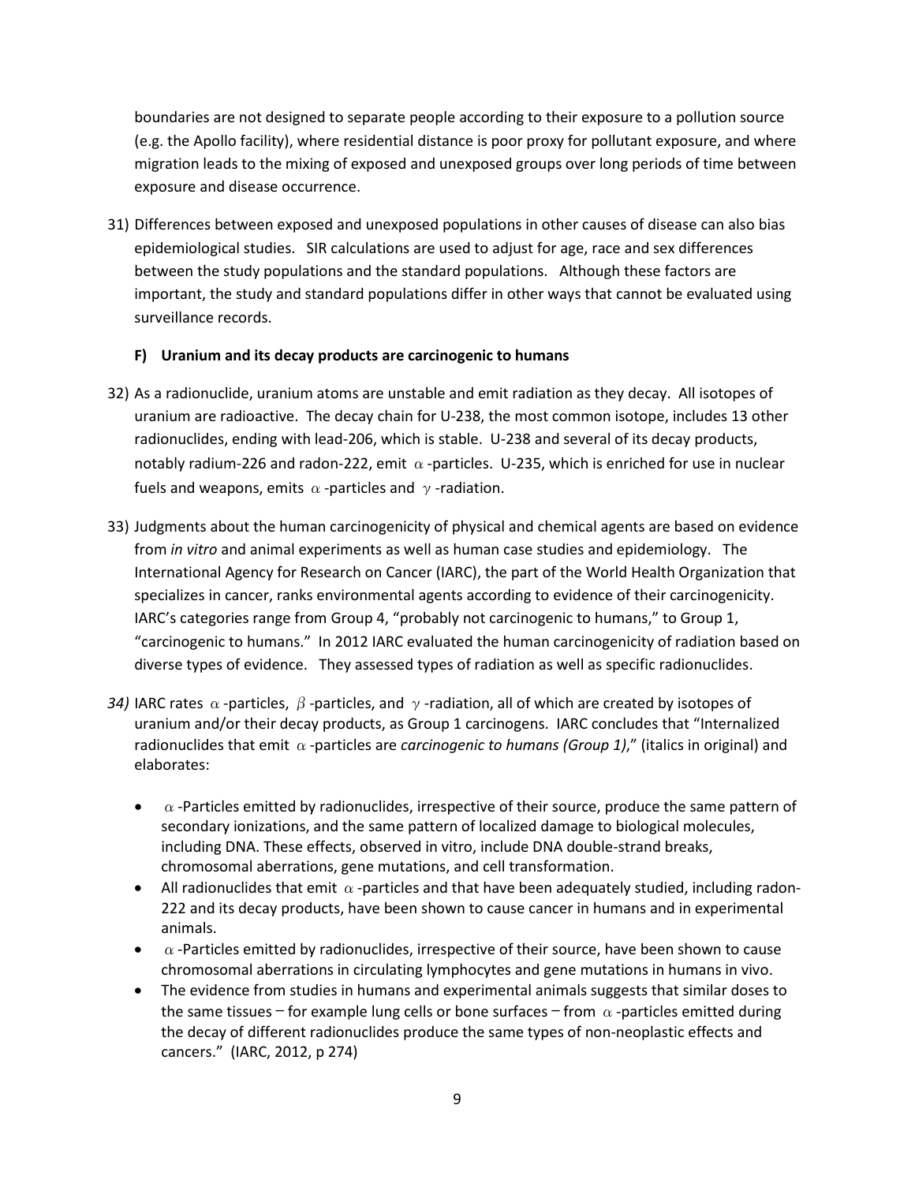boundaries are not designed to separate people according to their exposure to a pollution source (e.g. the Apollo facility), where residential distance is poor proxy for pollutant exposure, and where migration leads to the mixing of exposed and unexposed groups over long periods of time between exposure and disease occurrence.

31) Differences between exposed and unexposed populations in other causes of disease can also bias epidemiological studies. SIR calculations are used to adjust for age, race and sex differences between the study populations and the standard populations. Although these factors are important, the study and standard populations differ in other ways that cannot be evaluated using surveillance records.

### F) Uranium and its decay products are carcinogenic to humans

32) As a radionuclide, uranium atoms are unstable and emit radiation as they decay. All isotopes of uranium are radioactive. The decay chain for U-238, the most common isotope, includes 13 other radionuclides, ending with lead-206, which is stable. U-238 and several of its decay products, notably radium-226 and radon-222, emit $\alpha$-particles. U-235, which is enriched for use in nuclear fuels and weapons, emits $\alpha$-particles and $\gamma$-radiation.

33) Judgments about the human carcinogenicity of physical and chemical agents are based on evidence from *in vitro* and animal experiments as well as human case studies and epidemiology. The International Agency for Research on Cancer (IARC), the part of the World Health Organization that specializes in cancer, ranks environmental agents according to evidence of their carcinogenicity. IARC's categories range from Group 4, "probably not carcinogenic to humans," to Group 1, "carcinogenic to humans." In 2012 IARC evaluated the human carcinogenicity of radiation based on diverse types of evidence. They assessed types of radiation as well as specific radionuclides.

*34)* IARC rates $\alpha$-particles, $\beta$-particles, and $\gamma$-radiation, all of which are created by isotopes of uranium and/or their decay products, as Group 1 carcinogens. IARC concludes that "Internalized radionuclides that emit $\alpha$-particles are *carcinogenic to humans (Group 1)*," (italics in original) and elaborates:

- $\alpha$-Particles emitted by radionuclides, irrespective of their source, produce the same pattern of secondary ionizations, and the same pattern of localized damage to biological molecules, including DNA. These effects, observed in vitro, include DNA double-strand breaks, chromosomal aberrations, gene mutations, and cell transformation.
- All radionuclides that emit $\alpha$-particles and that have been adequately studied, including radon-222 and its decay products, have been shown to cause cancer in humans and in experimental animals.
- $\alpha$-Particles emitted by radionuclides, irrespective of their source, have been shown to cause chromosomal aberrations in circulating lymphocytes and gene mutations in humans in vivo.
- The evidence from studies in humans and experimental animals suggests that similar doses to the same tissues – for example lung cells or bone surfaces – from $\alpha$-particles emitted during the decay of different radionuclides produce the same types of non-neoplastic effects and cancers." (IARC, 2012, p 274)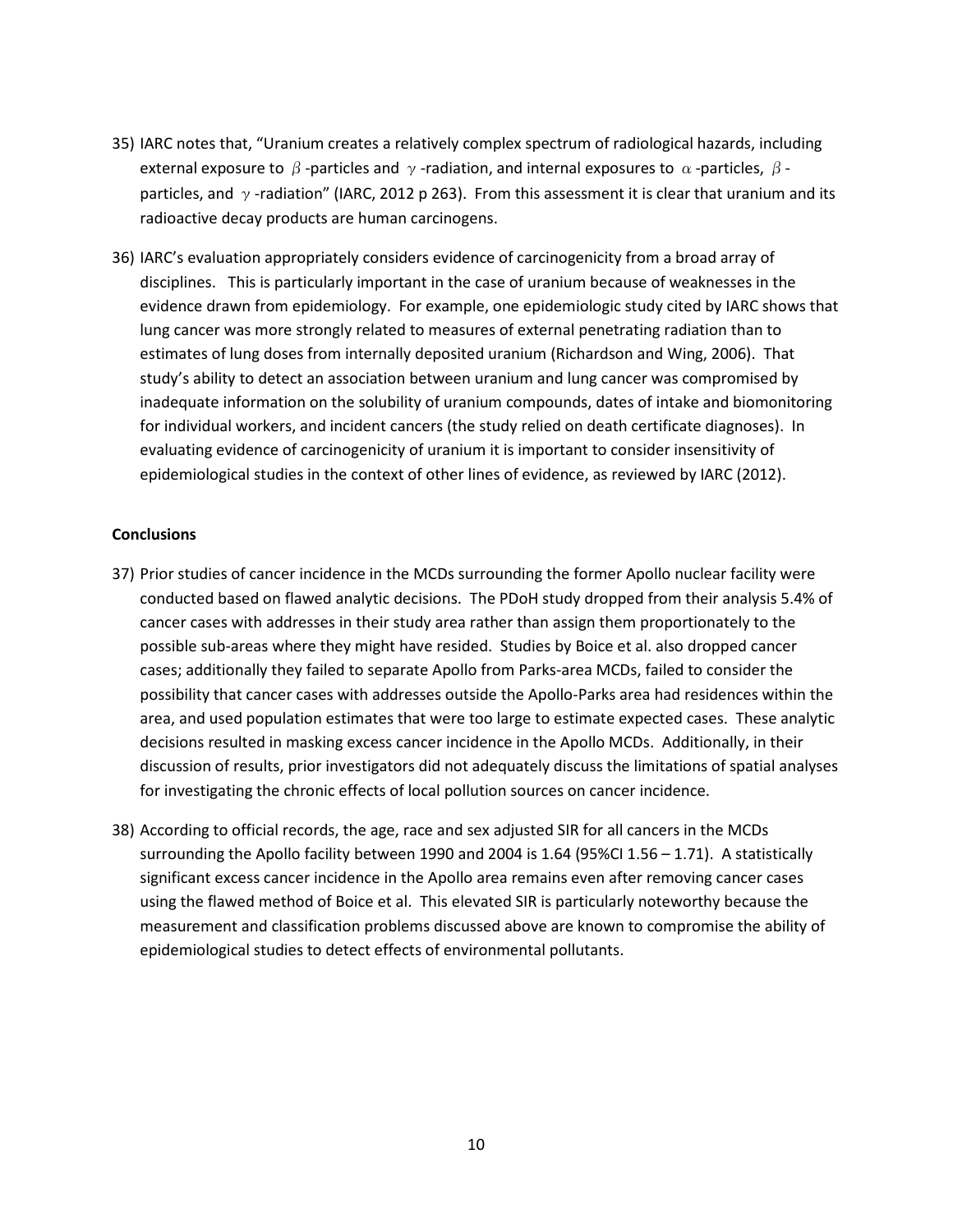35) IARC notes that, "Uranium creates a relatively complex spectrum of radiological hazards, including external exposure to $\beta$ -particles and $\gamma$ -radiation, and internal exposures to $\alpha$ -particles, $\beta$ -particles, and $\gamma$ -radiation" (IARC, 2012 p 263). From this assessment it is clear that uranium and its radioactive decay products are human carcinogens.

36) IARC's evaluation appropriately considers evidence of carcinogenicity from a broad array of disciplines. This is particularly important in the case of uranium because of weaknesses in the evidence drawn from epidemiology. For example, one epidemiologic study cited by IARC shows that lung cancer was more strongly related to measures of external penetrating radiation than to estimates of lung doses from internally deposited uranium (Richardson and Wing, 2006). That study's ability to detect an association between uranium and lung cancer was compromised by inadequate information on the solubility of uranium compounds, dates of intake and biomonitoring for individual workers, and incident cancers (the study relied on death certificate diagnoses). In evaluating evidence of carcinogenicity of uranium it is important to consider insensitivity of epidemiological studies in the context of other lines of evidence, as reviewed by IARC (2012).

**Conclusions**

37) Prior studies of cancer incidence in the MCDs surrounding the former Apollo nuclear facility were conducted based on flawed analytic decisions. The PDoH study dropped from their analysis 5.4% of cancer cases with addresses in their study area rather than assign them proportionately to the possible sub-areas where they might have resided. Studies by Boice et al. also dropped cancer cases; additionally they failed to separate Apollo from Parks-area MCDs, failed to consider the possibility that cancer cases with addresses outside the Apollo-Parks area had residences within the area, and used population estimates that were too large to estimate expected cases. These analytic decisions resulted in masking excess cancer incidence in the Apollo MCDs. Additionally, in their discussion of results, prior investigators did not adequately discuss the limitations of spatial analyses for investigating the chronic effects of local pollution sources on cancer incidence.

38) According to official records, the age, race and sex adjusted SIR for all cancers in the MCDs surrounding the Apollo facility between 1990 and 2004 is 1.64 (95%CI 1.56 – 1.71). A statistically significant excess cancer incidence in the Apollo area remains even after removing cancer cases using the flawed method of Boice et al. This elevated SIR is particularly noteworthy because the measurement and classification problems discussed above are known to compromise the ability of epidemiological studies to detect effects of environmental pollutants.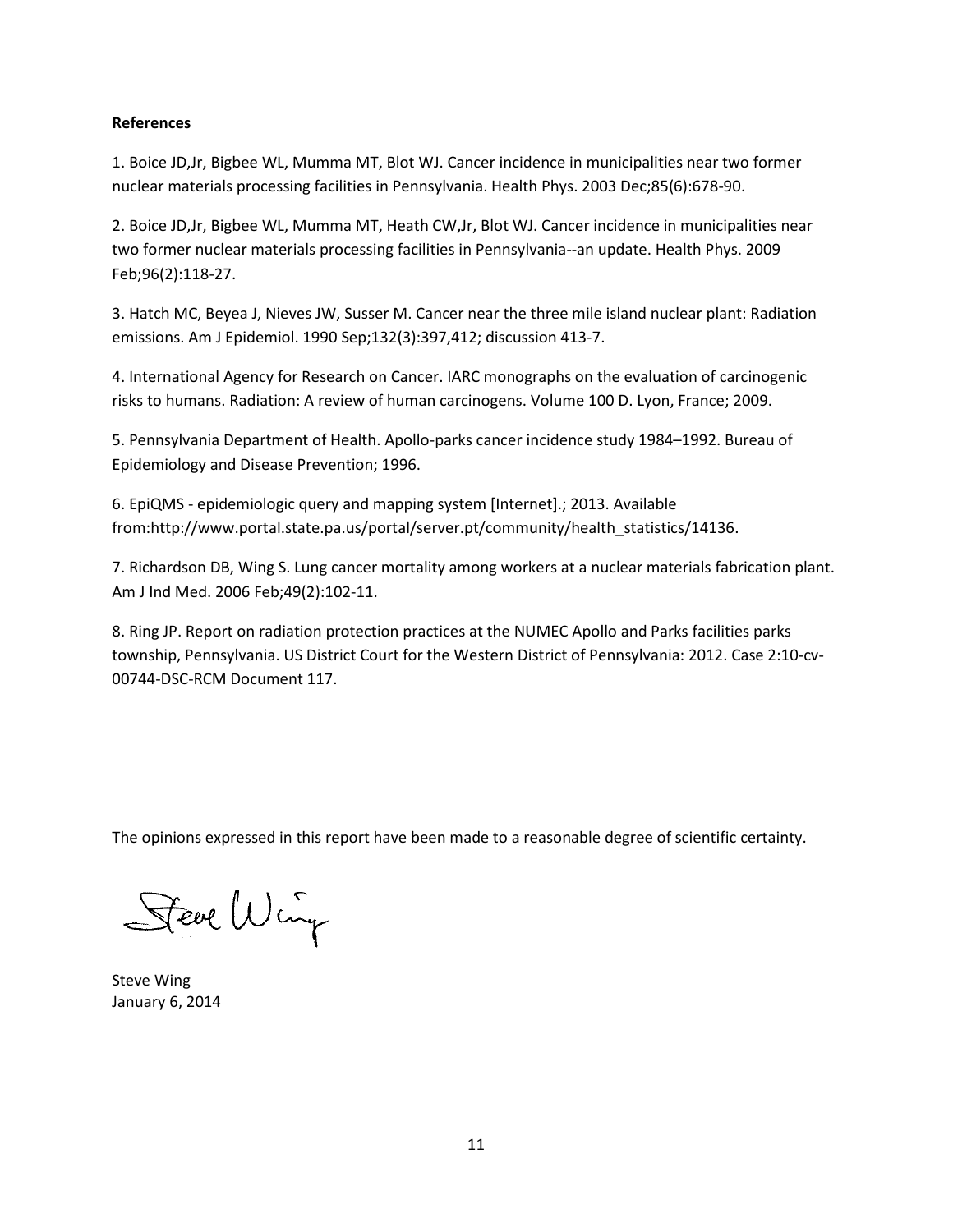**References**

1. Boice JD,Jr, Bigbee WL, Mumma MT, Blot WJ. Cancer incidence in municipalities near two former nuclear materials processing facilities in Pennsylvania. Health Phys. 2003 Dec;85(6):678-90.

2. Boice JD,Jr, Bigbee WL, Mumma MT, Heath CW,Jr, Blot WJ. Cancer incidence in municipalities near two former nuclear materials processing facilities in Pennsylvania--an update. Health Phys. 2009 Feb;96(2):118-27.

3. Hatch MC, Beyea J, Nieves JW, Susser M. Cancer near the three mile island nuclear plant: Radiation emissions. Am J Epidemiol. 1990 Sep;132(3):397,412; discussion 413-7.

4. International Agency for Research on Cancer. IARC monographs on the evaluation of carcinogenic risks to humans. Radiation: A review of human carcinogens. Volume 100 D. Lyon, France; 2009.

5. Pennsylvania Department of Health. Apollo-parks cancer incidence study 1984–1992. Bureau of Epidemiology and Disease Prevention; 1996.

6. EpiQMS - epidemiologic query and mapping system [Internet].; 2013. Available from:http://www.portal.state.pa.us/portal/server.pt/community/health_statistics/14136.

7. Richardson DB, Wing S. Lung cancer mortality among workers at a nuclear materials fabrication plant. Am J Ind Med. 2006 Feb;49(2):102-11.

8. Ring JP. Report on radiation protection practices at the NUMEC Apollo and Parks facilities parks township, Pennsylvania. US District Court for the Western District of Pennsylvania: 2012. Case 2:10-cv-00744-DSC-RCM Document 117.

The opinions expressed in this report have been made to a reasonable degree of scientific certainty.

Steve Wing
January 6, 2014